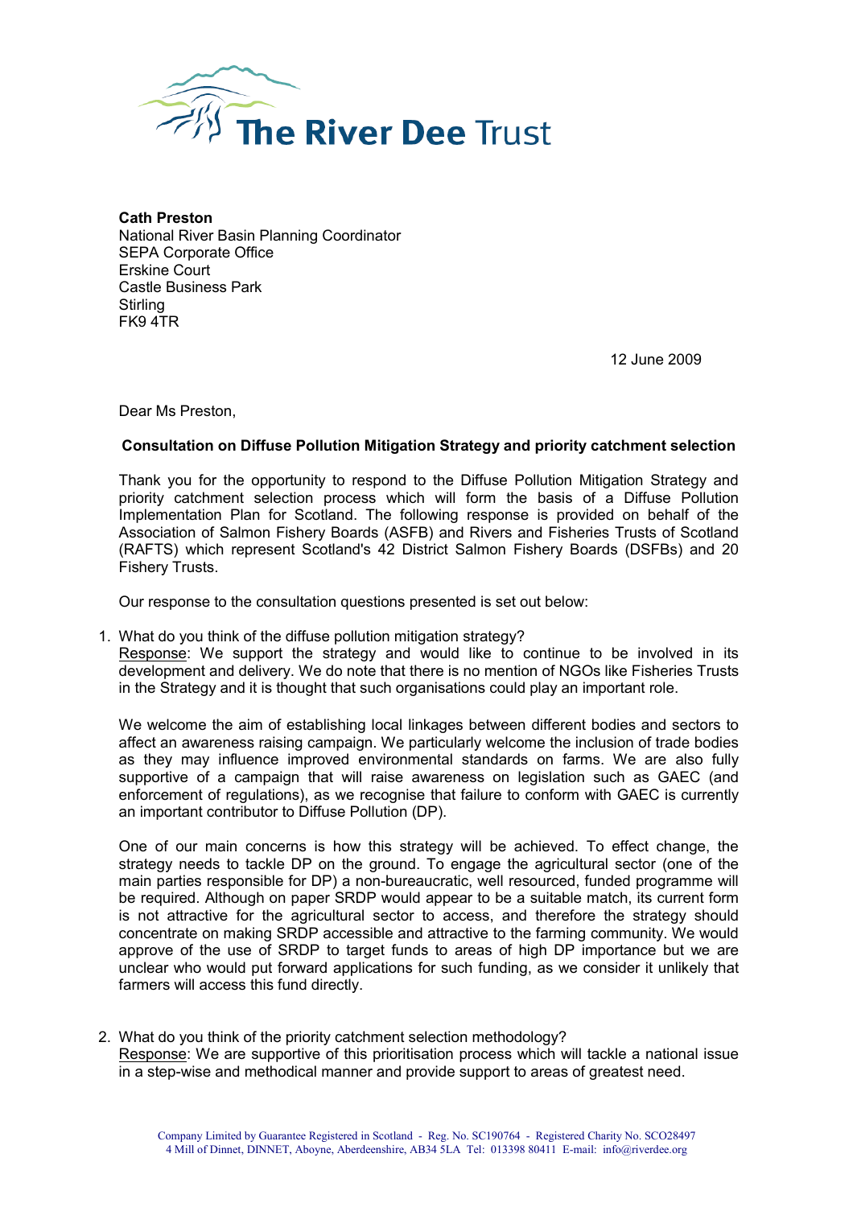**The River Dee Trust**

**Cath Preston**
National River Basin Planning Coordinator
SEPA Corporate Office
Erskine Court
Castle Business Park
Stirling
FK9 4TR

12 June 2009

Dear Ms Preston,

**Consultation on Diffuse Pollution Mitigation Strategy and priority catchment selection**

Thank you for the opportunity to respond to the Diffuse Pollution Mitigation Strategy and priority catchment selection process which will form the basis of a Diffuse Pollution Implementation Plan for Scotland. The following response is provided on behalf of the Association of Salmon Fishery Boards (ASFB) and Rivers and Fisheries Trusts of Scotland (RAFTS) which represent Scotland's 42 District Salmon Fishery Boards (DSFBs) and 20 Fishery Trusts.

Our response to the consultation questions presented is set out below:

1. What do you think of the diffuse pollution mitigation strategy?
   Response: We support the strategy and would like to continue to be involved in its development and delivery. We do note that there is no mention of NGOs like Fisheries Trusts in the Strategy and it is thought that such organisations could play an important role.

   We welcome the aim of establishing local linkages between different bodies and sectors to affect an awareness raising campaign. We particularly welcome the inclusion of trade bodies as they may influence improved environmental standards on farms. We are also fully supportive of a campaign that will raise awareness on legislation such as GAEC (and enforcement of regulations), as we recognise that failure to conform with GAEC is currently an important contributor to Diffuse Pollution (DP).

   One of our main concerns is how this strategy will be achieved. To effect change, the strategy needs to tackle DP on the ground. To engage the agricultural sector (one of the main parties responsible for DP) a non-bureaucratic, well resourced, funded programme will be required. Although on paper SRDP would appear to be a suitable match, its current form is not attractive for the agricultural sector to access, and therefore the strategy should concentrate on making SRDP accessible and attractive to the farming community. We would approve of the use of SRDP to target funds to areas of high DP importance but we are unclear who would put forward applications for such funding, as we consider it unlikely that farmers will access this fund directly.

2. What do you think of the priority catchment selection methodology?
   Response: We are supportive of this prioritisation process which will tackle a national issue in a step-wise and methodical manner and provide support to areas of greatest need.

Company Limited by Guarantee Registered in Scotland - Reg. No. SC190764 - Registered Charity No. SCO28497
4 Mill of Dinnet, DINNET, Aboyne, Aberdeenshire, AB34 5LA Tel: 013398 80411 E-mail: info@riverdee.org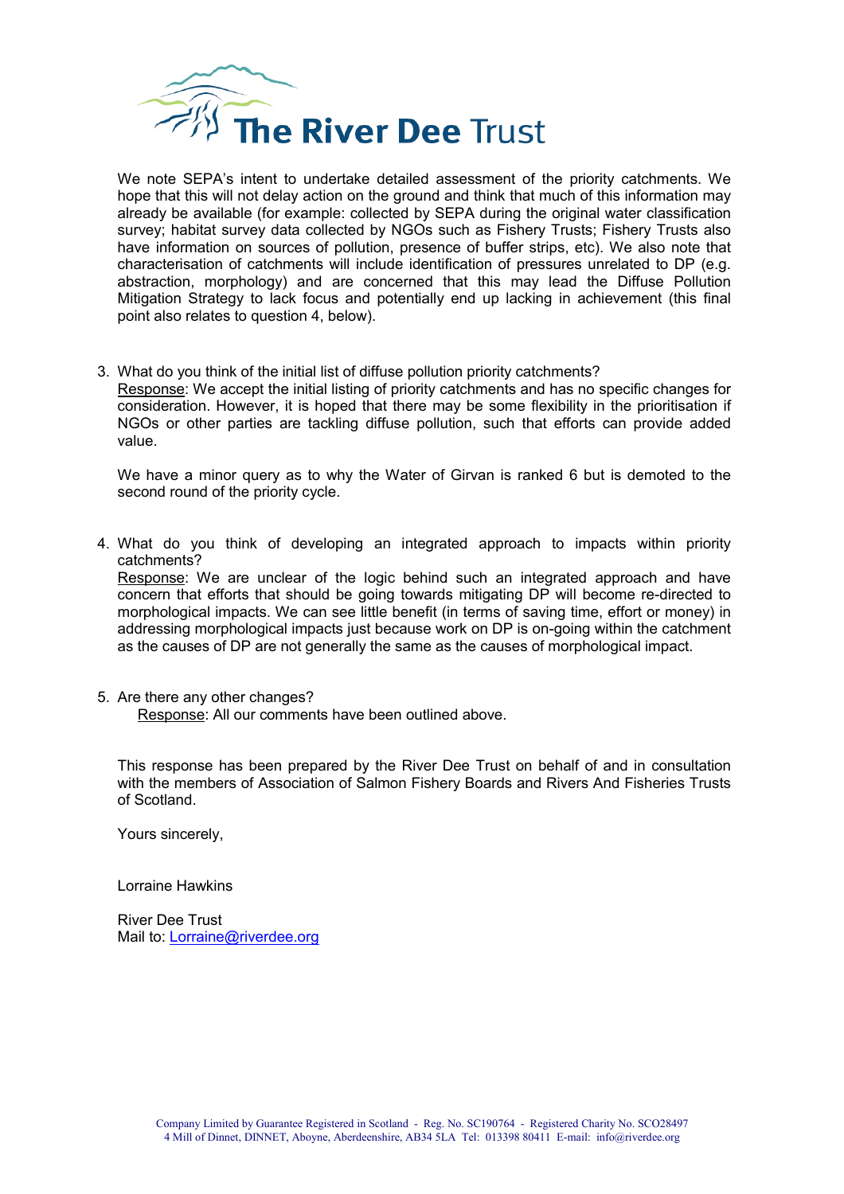# The River Dee Trust

We note SEPA's intent to undertake detailed assessment of the priority catchments. We hope that this will not delay action on the ground and think that much of this information may already be available (for example: collected by SEPA during the original water classification survey; habitat survey data collected by NGOs such as Fishery Trusts; Fishery Trusts also have information on sources of pollution, presence of buffer strips, etc). We also note that characterisation of catchments will include identification of pressures unrelated to DP (e.g. abstraction, morphology) and are concerned that this may lead the Diffuse Pollution Mitigation Strategy to lack focus and potentially end up lacking in achievement (this final point also relates to question 4, below).

3. What do you think of the initial list of diffuse pollution priority catchments?
   Response: We accept the initial listing of priority catchments and has no specific changes for consideration. However, it is hoped that there may be some flexibility in the prioritisation if NGOs or other parties are tackling diffuse pollution, such that efforts can provide added value.

   We have a minor query as to why the Water of Girvan is ranked 6 but is demoted to the second round of the priority cycle.

4. What do you think of developing an integrated approach to impacts within priority catchments?
   Response: We are unclear of the logic behind such an integrated approach and have concern that efforts that should be going towards mitigating DP will become re-directed to morphological impacts. We can see little benefit (in terms of saving time, effort or money) in addressing morphological impacts just because work on DP is on-going within the catchment as the causes of DP are not generally the same as the causes of morphological impact.

5. Are there any other changes?
   Response: All our comments have been outlined above.

This response has been prepared by the River Dee Trust on behalf of and in consultation with the members of Association of Salmon Fishery Boards and Rivers And Fisheries Trusts of Scotland.

Yours sincerely,

Lorraine Hawkins

River Dee Trust
Mail to: Lorraine@riverdee.org

Company Limited by Guarantee Registered in Scotland - Reg. No. SC190764 - Registered Charity No. SCO28497
4 Mill of Dinnet, DINNET, Aboyne, Aberdeenshire, AB34 5LA Tel: 013398 80411 E-mail: info@riverdee.org